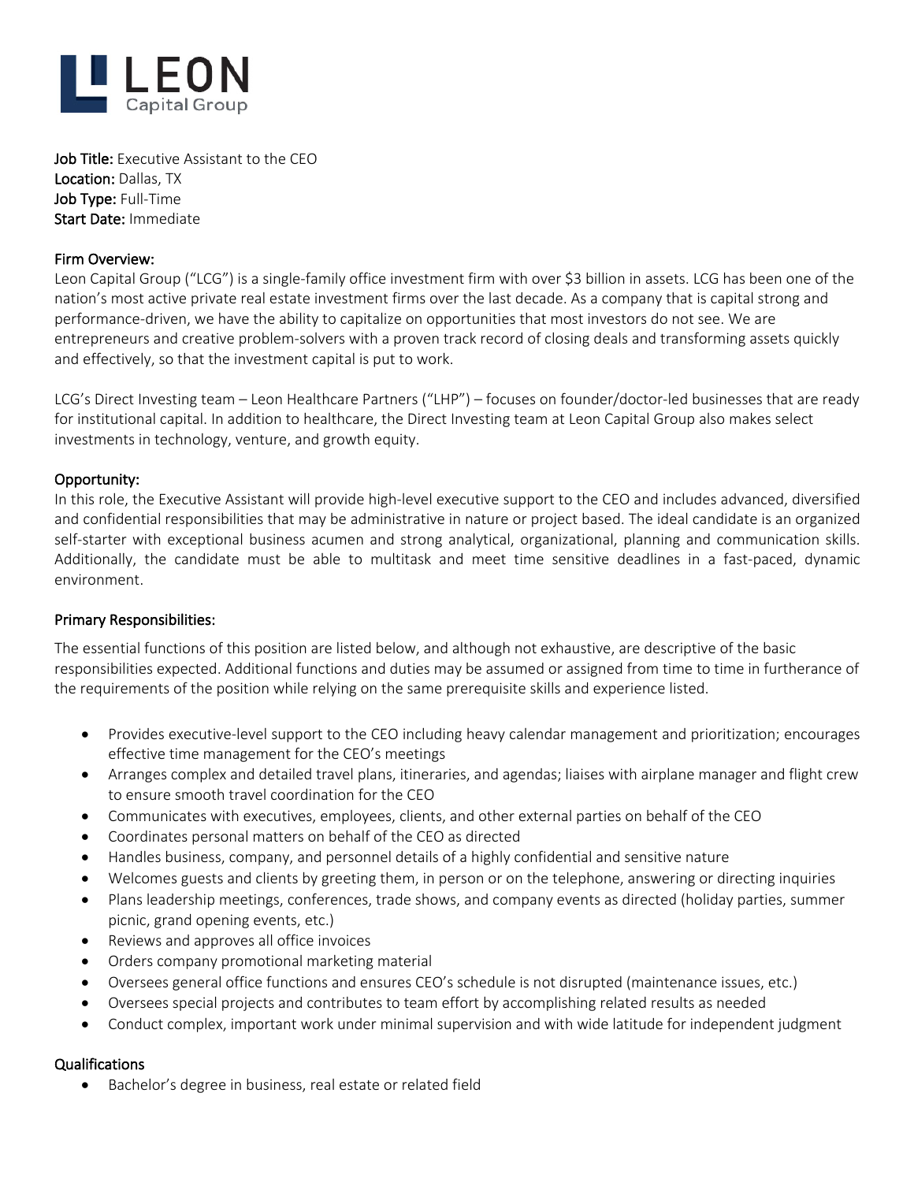LEON
Capital Group

**Job Title:** Executive Assistant to the CEO
**Location:** Dallas, TX
**Job Type:** Full-Time
**Start Date:** Immediate

## Firm Overview:

Leon Capital Group ("LCG") is a single-family office investment firm with over $3 billion in assets. LCG has been one of the nation's most active private real estate investment firms over the last decade. As a company that is capital strong and performance-driven, we have the ability to capitalize on opportunities that most investors do not see. We are entrepreneurs and creative problem-solvers with a proven track record of closing deals and transforming assets quickly and effectively, so that the investment capital is put to work.

LCG's Direct Investing team – Leon Healthcare Partners ("LHP") – focuses on founder/doctor-led businesses that are ready for institutional capital. In addition to healthcare, the Direct Investing team at Leon Capital Group also makes select investments in technology, venture, and growth equity.

## Opportunity:

In this role, the Executive Assistant will provide high-level executive support to the CEO and includes advanced, diversified and confidential responsibilities that may be administrative in nature or project based. The ideal candidate is an organized self-starter with exceptional business acumen and strong analytical, organizational, planning and communication skills. Additionally, the candidate must be able to multitask and meet time sensitive deadlines in a fast-paced, dynamic environment.

## Primary Responsibilities:

The essential functions of this position are listed below, and although not exhaustive, are descriptive of the basic responsibilities expected. Additional functions and duties may be assumed or assigned from time to time in furtherance of the requirements of the position while relying on the same prerequisite skills and experience listed.

- Provides executive-level support to the CEO including heavy calendar management and prioritization; encourages effective time management for the CEO's meetings
- Arranges complex and detailed travel plans, itineraries, and agendas; liaises with airplane manager and flight crew to ensure smooth travel coordination for the CEO
- Communicates with executives, employees, clients, and other external parties on behalf of the CEO
- Coordinates personal matters on behalf of the CEO as directed
- Handles business, company, and personnel details of a highly confidential and sensitive nature
- Welcomes guests and clients by greeting them, in person or on the telephone, answering or directing inquiries
- Plans leadership meetings, conferences, trade shows, and company events as directed (holiday parties, summer picnic, grand opening events, etc.)
- Reviews and approves all office invoices
- Orders company promotional marketing material
- Oversees general office functions and ensures CEO's schedule is not disrupted (maintenance issues, etc.)
- Oversees special projects and contributes to team effort by accomplishing related results as needed
- Conduct complex, important work under minimal supervision and with wide latitude for independent judgment

## Qualifications

- Bachelor's degree in business, real estate or related field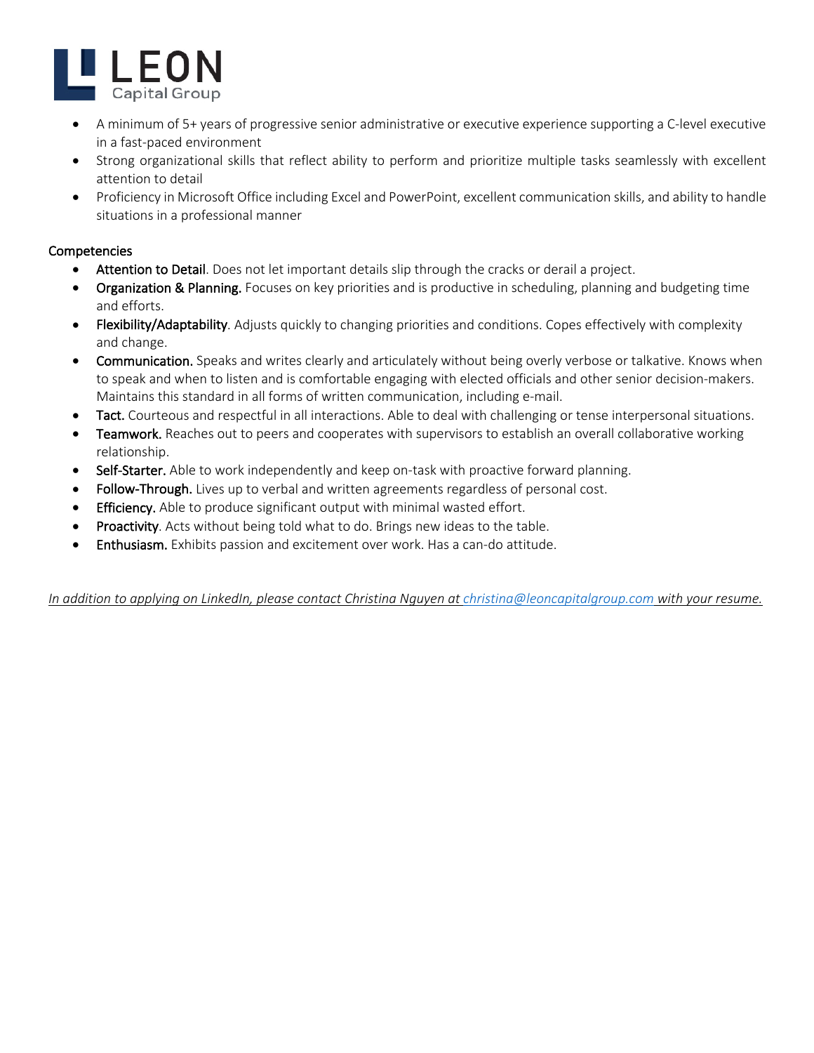- A minimum of 5+ years of progressive senior administrative or executive experience supporting a C-level executive in a fast-paced environment
- Strong organizational skills that reflect ability to perform and prioritize multiple tasks seamlessly with excellent attention to detail
- Proficiency in Microsoft Office including Excel and PowerPoint, excellent communication skills, and ability to handle situations in a professional manner

Competencies

- Attention to Detail. Does not let important details slip through the cracks or derail a project.
- Organization & Planning. Focuses on key priorities and is productive in scheduling, planning and budgeting time and efforts.
- Flexibility/Adaptability. Adjusts quickly to changing priorities and conditions. Copes effectively with complexity and change.
- Communication. Speaks and writes clearly and articulately without being overly verbose or talkative. Knows when to speak and when to listen and is comfortable engaging with elected officials and other senior decision-makers. Maintains this standard in all forms of written communication, including e-mail.
- Tact. Courteous and respectful in all interactions. Able to deal with challenging or tense interpersonal situations.
- Teamwork. Reaches out to peers and cooperates with supervisors to establish an overall collaborative working relationship.
- Self-Starter. Able to work independently and keep on-task with proactive forward planning.
- Follow-Through. Lives up to verbal and written agreements regardless of personal cost.
- Efficiency. Able to produce significant output with minimal wasted effort.
- Proactivity. Acts without being told what to do. Brings new ideas to the table.
- Enthusiasm. Exhibits passion and excitement over work. Has a can-do attitude.

*In addition to applying on LinkedIn, please contact Christina Nguyen at christina@leoncapitalgroup.com with your resume.*